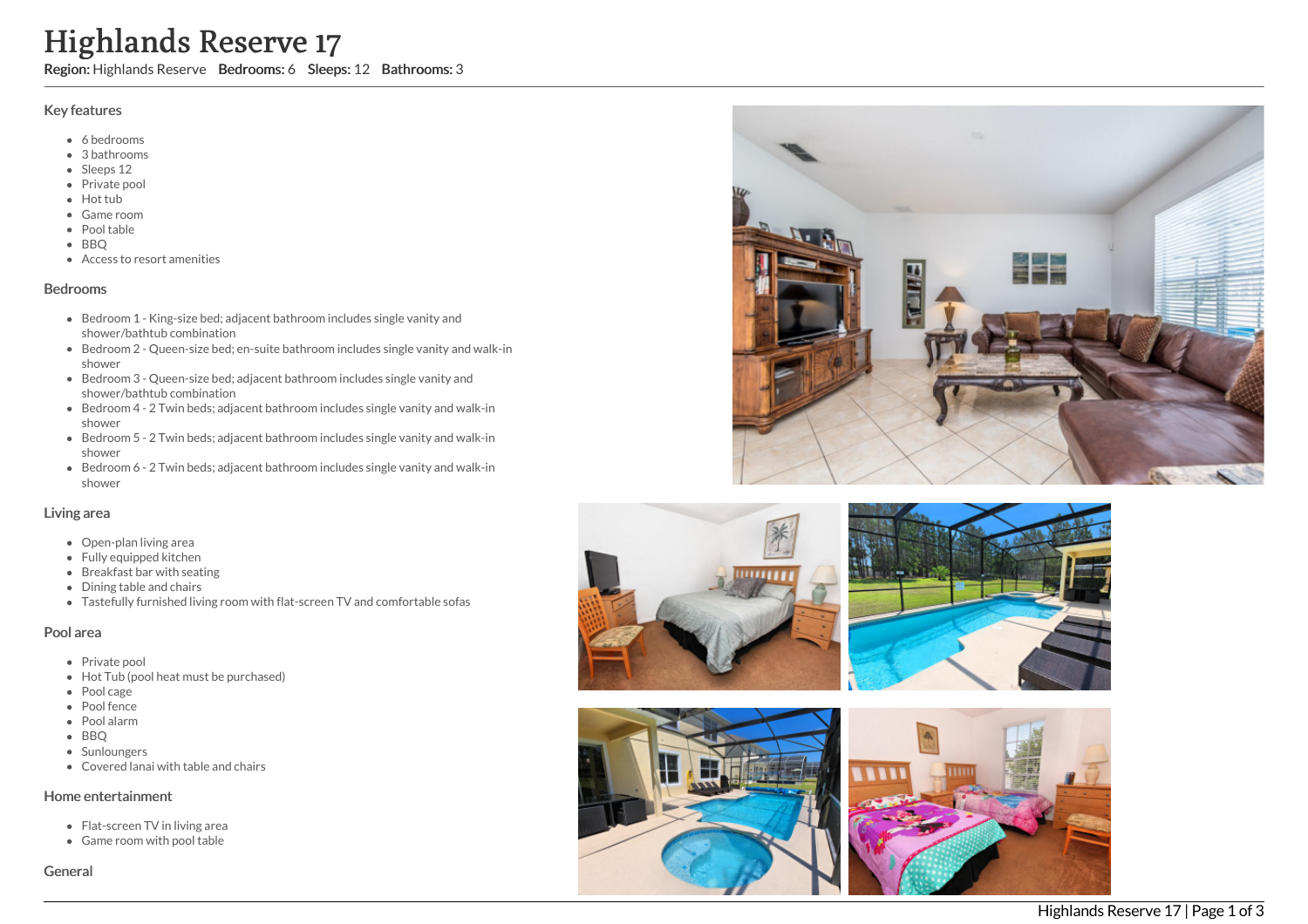# Highlands Reserve 17

**Region:** Highlands Reserve **Bedrooms:** 6 **Sleeps:** 12 **Bathrooms:** 3

## Key features

- 6 bedrooms
- 3 bathrooms
- Sleeps 12
- Private pool
- Hot tub
- Game room
- Pool table
- BBQ
- Access to resort amenities

## Bedrooms

- Bedroom 1 - King-size bed; adjacent bathroom includes single vanity and shower/bathtub combination
- Bedroom 2 - Queen-size bed; en-suite bathroom includes single vanity and walk-in shower
- Bedroom 3 - Queen-size bed; adjacent bathroom includes single vanity and shower/bathtub combination
- Bedroom 4 - 2 Twin beds; adjacent bathroom includes single vanity and walk-in shower
- Bedroom 5 - 2 Twin beds; adjacent bathroom includes single vanity and walk-in shower
- Bedroom 6 - 2 Twin beds; adjacent bathroom includes single vanity and walk-in shower

## Living area

- Open-plan living area
- Fully equipped kitchen
- Breakfast bar with seating
- Dining table and chairs
- Tastefully furnished living room with flat-screen TV and comfortable sofas

## Pool area

- Private pool
- Hot Tub (pool heat must be purchased)
- Pool cage
- Pool fence
- Pool alarm
- BBQ
- Sunloungers
- Covered lanai with table and chairs

## Home entertainment

- Flat-screen TV in living area
- Game room with pool table

## General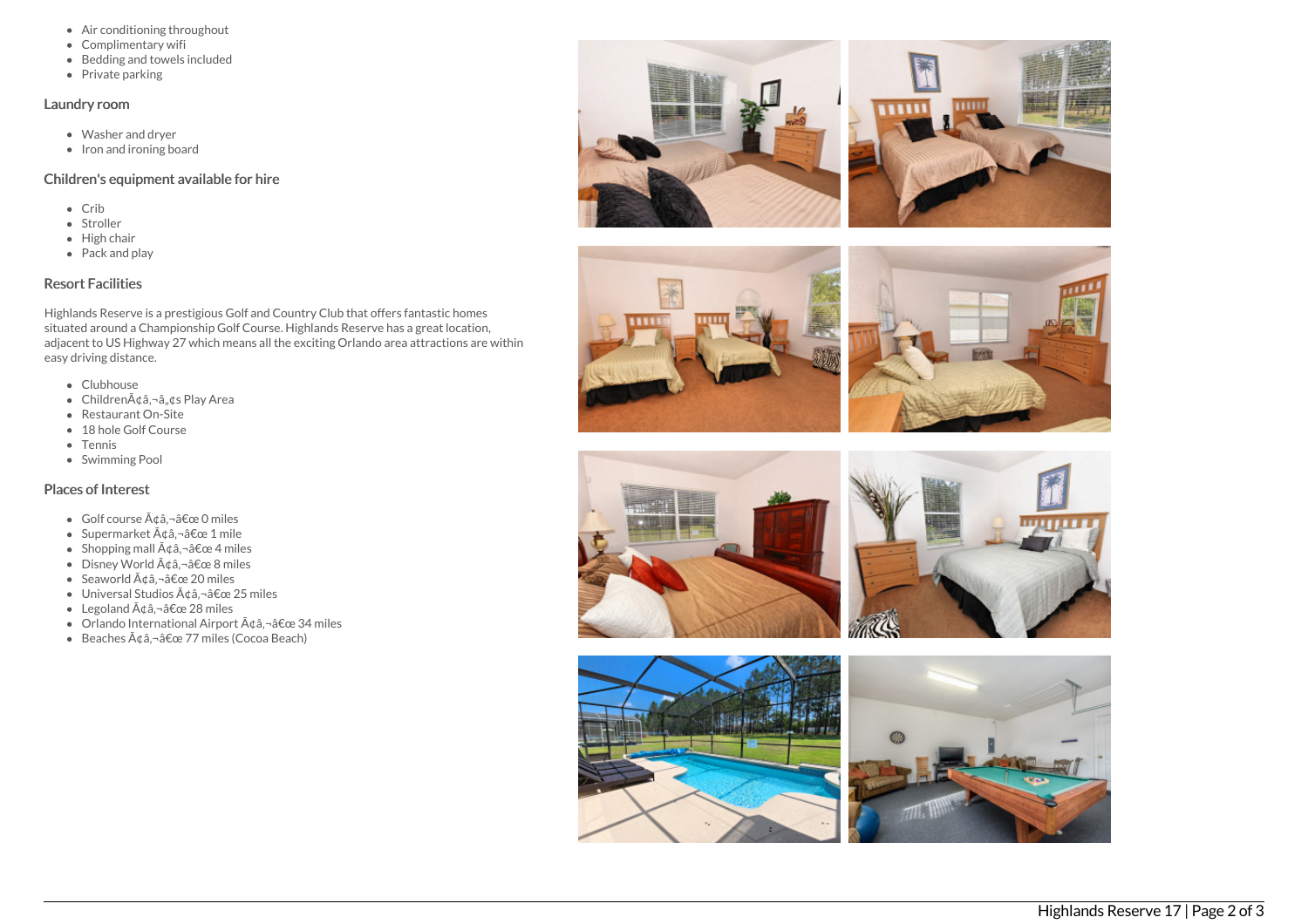- Air conditioning throughout
- Complimentary wifi
- Bedding and towels included
- Private parking

## Laundry room

- Washer and dryer
- Iron and ironing board

## Children's equipment available for hire

- Crib
- Stroller
- High chair
- Pack and play

## Resort Facilities

Highlands Reserve is a prestigious Golf and Country Club that offers fantastic homes situated around a Championship Golf Course. Highlands Reserve has a great location, adjacent to US Highway 27 which means all the exciting Orlando area attractions are within easy driving distance.

- Clubhouse
- ChildrenÃ¢â‚¬â„¢s Play Area
- Restaurant On-Site
- 18 hole Golf Course
- Tennis
- Swimming Pool

## Places of Interest

- Golf course Ã¢â‚¬â€œ 0 miles
- Supermarket Ã¢â‚¬â€œ 1 mile
- Shopping mall Ã¢â‚¬â€œ 4 miles
- Disney World Ã¢â‚¬â€œ 8 miles
- Seaworld Ã¢â‚¬â€œ 20 miles
- Universal Studios Ã¢â‚¬â€œ 25 miles
- Legoland Ã¢â‚¬â€œ 28 miles
- Orlando International Airport Ã¢â‚¬â€œ 34 miles
- Beaches Ã¢â‚¬â€œ 77 miles (Cocoa Beach)